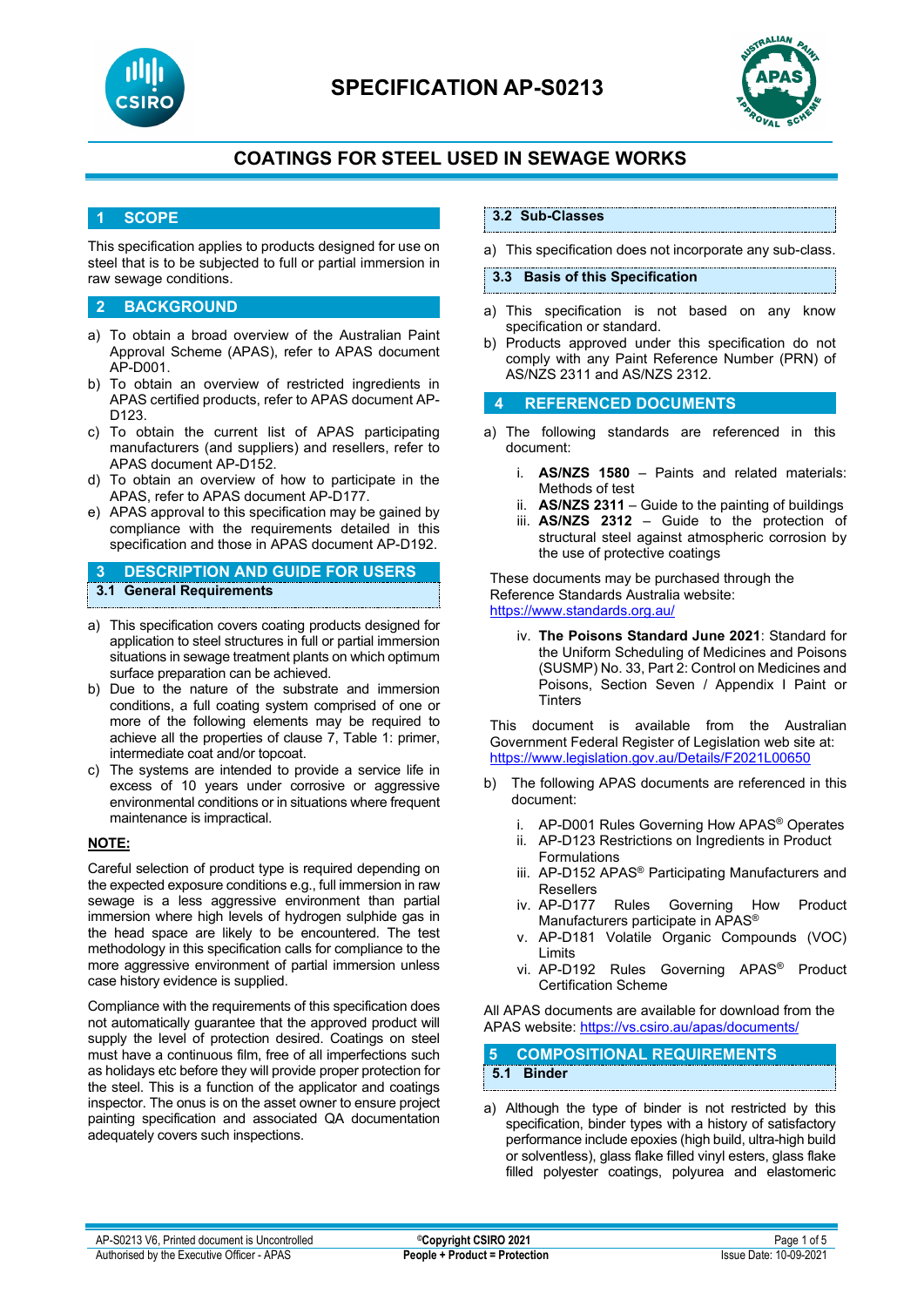# SPECIFICATION AP-S0213

## COATINGS FOR STEEL USED IN SEWAGE WORKS

## 1 SCOPE

This specification applies to products designed for use on steel that is to be subjected to full or partial immersion in raw sewage conditions.

## 2 BACKGROUND

a) To obtain a broad overview of the Australian Paint Approval Scheme (APAS), refer to APAS document AP-D001.
b) To obtain an overview of restricted ingredients in APAS certified products, refer to APAS document AP-D123.
c) To obtain the current list of APAS participating manufacturers (and suppliers) and resellers, refer to APAS document AP-D152.
d) To obtain an overview of how to participate in the APAS, refer to APAS document AP-D177.
e) APAS approval to this specification may be gained by compliance with the requirements detailed in this specification and those in APAS document AP-D192.

## 3 DESCRIPTION AND GUIDE FOR USERS

### 3.1 General Requirements

a) This specification covers coating products designed for application to steel structures in full or partial immersion situations in sewage treatment plants on which optimum surface preparation can be achieved.
b) Due to the nature of the substrate and immersion conditions, a full coating system comprised of one or more of the following elements may be required to achieve all the properties of clause 7, Table 1: primer, intermediate coat and/or topcoat.
c) The systems are intended to provide a service life in excess of 10 years under corrosive or aggressive environmental conditions or in situations where frequent maintenance is impractical.

**NOTE:**

Careful selection of product type is required depending on the expected exposure conditions e.g., full immersion in raw sewage is a less aggressive environment than partial immersion where high levels of hydrogen sulphide gas in the head space are likely to be encountered. The test methodology in this specification calls for compliance to the more aggressive environment of partial immersion unless case history evidence is supplied.

Compliance with the requirements of this specification does not automatically guarantee that the approved product will supply the level of protection desired. Coatings on steel must have a continuous film, free of all imperfections such as holidays etc before they will provide proper protection for the steel. This is a function of the applicator and coatings inspector. The onus is on the asset owner to ensure project painting specification and associated QA documentation adequately covers such inspections.

### 3.2 Sub-Classes

a) This specification does not incorporate any sub-class.

### 3.3 Basis of this Specification

a) This specification is not based on any know specification or standard.
b) Products approved under this specification do not comply with any Paint Reference Number (PRN) of AS/NZS 2311 and AS/NZS 2312.

## 4 REFERENCED DOCUMENTS

a) The following standards are referenced in this document:

   i. **AS/NZS 1580** – Paints and related materials: Methods of test
   ii. **AS/NZS 2311** – Guide to the painting of buildings
   iii. **AS/NZS 2312** – Guide to the protection of structural steel against atmospheric corrosion by the use of protective coatings

These documents may be purchased through the Reference Standards Australia website: https://www.standards.org.au/

   iv. **The Poisons Standard June 2021**: Standard for the Uniform Scheduling of Medicines and Poisons (SUSMP) No. 33, Part 2: Control on Medicines and Poisons, Section Seven / Appendix I Paint or Tinters

This document is available from the Australian Government Federal Register of Legislation web site at: https://www.legislation.gov.au/Details/F2021L00650

b) The following APAS documents are referenced in this document:

   i. AP-D001 Rules Governing How APAS® Operates
   ii. AP-D123 Restrictions on Ingredients in Product Formulations
   iii. AP-D152 APAS® Participating Manufacturers and Resellers
   iv. AP-D177 Rules Governing How Product Manufacturers participate in APAS®
   v. AP-D181 Volatile Organic Compounds (VOC) Limits
   vi. AP-D192 Rules Governing APAS® Product Certification Scheme

All APAS documents are available for download from the APAS website: https://vs.csiro.au/apas/documents/

## 5 COMPOSITIONAL REQUIREMENTS

### 5.1 Binder

a) Although the type of binder is not restricted by this specification, binder types with a history of satisfactory performance include epoxies (high build, ultra-high build or solventless), glass flake filled vinyl esters, glass flake filled polyester coatings, polyurea and elastomeric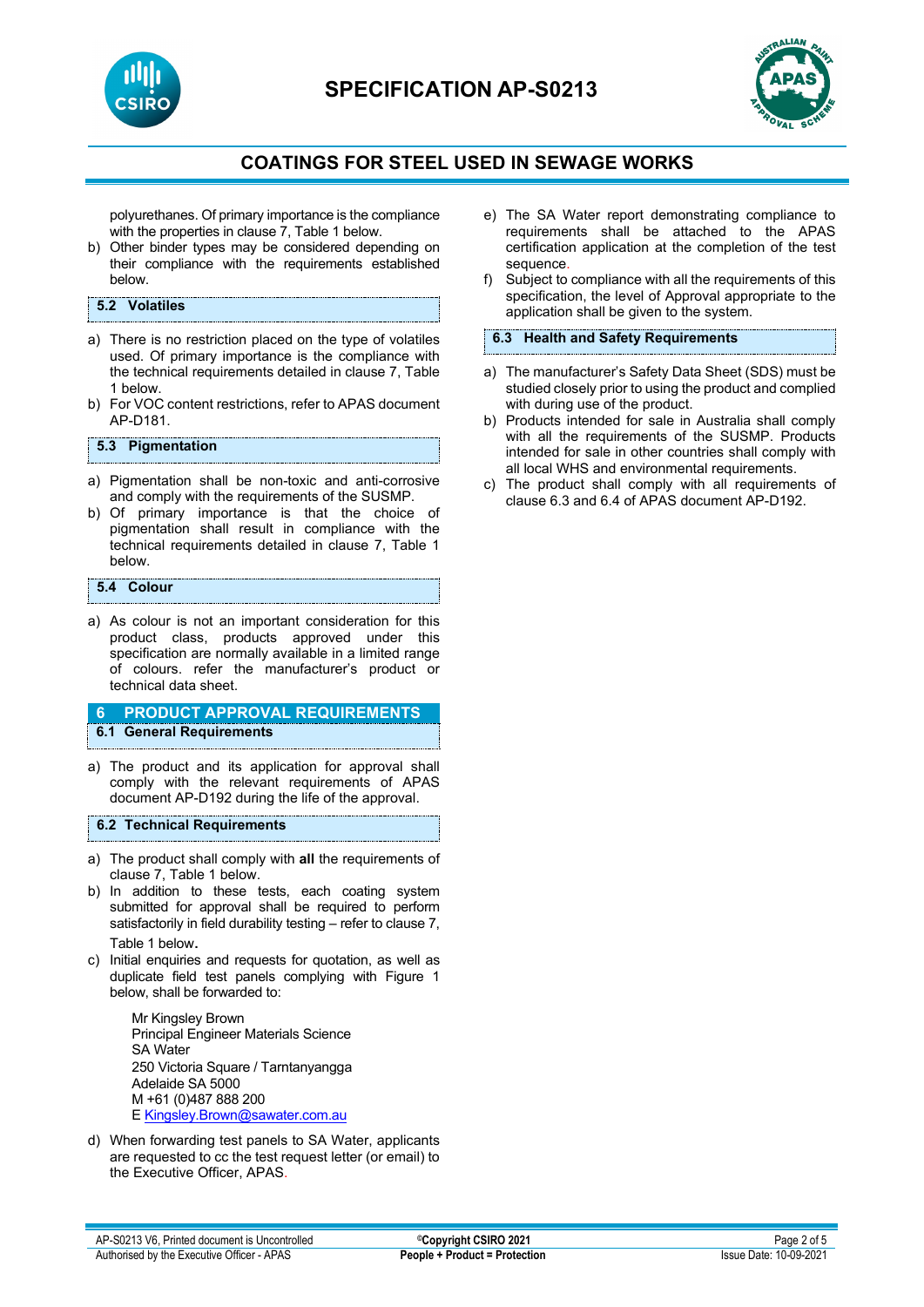polyurethanes. Of primary importance is the compliance with the properties in clause 7, Table 1 below.

b) Other binder types may be considered depending on their compliance with the requirements established below.

### 5.2 Volatiles

a) There is no restriction placed on the type of volatiles used. Of primary importance is the compliance with the technical requirements detailed in clause 7, Table 1 below.

b) For VOC content restrictions, refer to APAS document AP-D181.

### 5.3 Pigmentation

a) Pigmentation shall be non-toxic and anti-corrosive and comply with the requirements of the SUSMP.

b) Of primary importance is that the choice of pigmentation shall result in compliance with the technical requirements detailed in clause 7, Table 1 below.

### 5.4 Colour

a) As colour is not an important consideration for this product class, products approved under this specification are normally available in a limited range of colours. refer the manufacturer's product or technical data sheet.

## 6 PRODUCT APPROVAL REQUIREMENTS

### 6.1 General Requirements

a) The product and its application for approval shall comply with the relevant requirements of APAS document AP-D192 during the life of the approval.

### 6.2 Technical Requirements

a) The product shall comply with **all** the requirements of clause 7, Table 1 below.

b) In addition to these tests, each coating system submitted for approval shall be required to perform satisfactorily in field durability testing – refer to clause 7, Table 1 below.

c) Initial enquiries and requests for quotation, as well as duplicate field test panels complying with Figure 1 below, shall be forwarded to:

   Mr Kingsley Brown
   Principal Engineer Materials Science
   SA Water
   250 Victoria Square / Tarntanyangga
   Adelaide SA 5000
   M +61 (0)487 888 200
   E Kingsley.Brown@sawater.com.au

d) When forwarding test panels to SA Water, applicants are requested to cc the test request letter (or email) to the Executive Officer, APAS.

e) The SA Water report demonstrating compliance to requirements shall be attached to the APAS certification application at the completion of the test sequence.

f) Subject to compliance with all the requirements of this specification, the level of Approval appropriate to the application shall be given to the system.

### 6.3 Health and Safety Requirements

a) The manufacturer's Safety Data Sheet (SDS) must be studied closely prior to using the product and complied with during use of the product.

b) Products intended for sale in Australia shall comply with all the requirements of the SUSMP. Products intended for sale in other countries shall comply with all local WHS and environmental requirements.

c) The product shall comply with all requirements of clause 6.3 and 6.4 of APAS document AP-D192.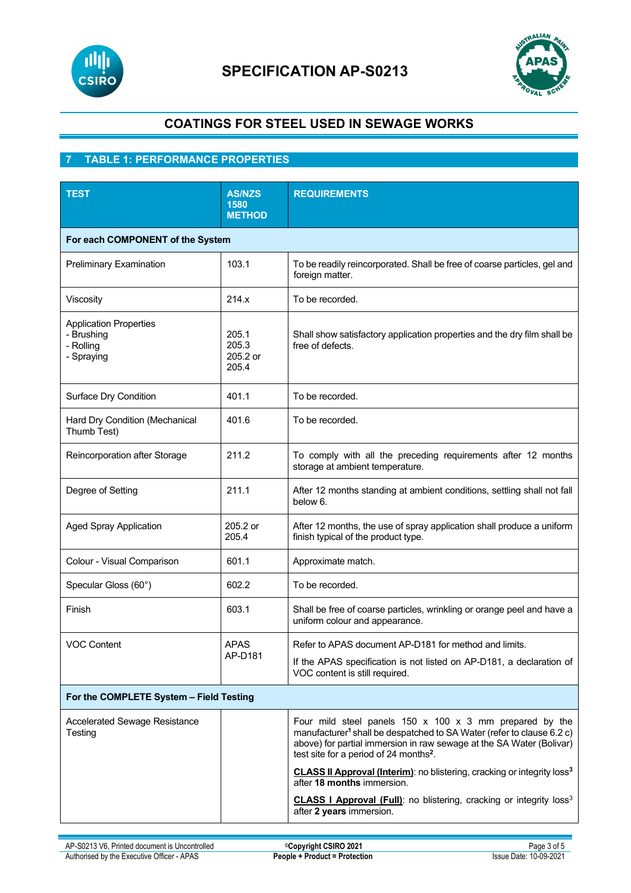# SPECIFICATION AP-S0213

## COATINGS FOR STEEL USED IN SEWAGE WORKS

## 7 TABLE 1: PERFORMANCE PROPERTIES

| TEST | AS/NZS 1580 METHOD | REQUIREMENTS |
|---|---|---|
| **For each COMPONENT of the System** | | |
| Preliminary Examination | 103.1 | To be readily reincorporated. Shall be free of coarse particles, gel and foreign matter. |
| Viscosity | 214.x | To be recorded. |
| Application Properties<br>- Brushing<br>- Rolling<br>- Spraying | 205.1<br>205.3<br>205.2 or 205.4 | Shall show satisfactory application properties and the dry film shall be free of defects. |
| Surface Dry Condition | 401.1 | To be recorded. |
| Hard Dry Condition (Mechanical Thumb Test) | 401.6 | To be recorded. |
| Reincorporation after Storage | 211.2 | To comply with all the preceding requirements after 12 months storage at ambient temperature. |
| Degree of Setting | 211.1 | After 12 months standing at ambient conditions, settling shall not fall below 6. |
| Aged Spray Application | 205.2 or 205.4 | After 12 months, the use of spray application shall produce a uniform finish typical of the product type. |
| Colour - Visual Comparison | 601.1 | Approximate match. |
| Specular Gloss (60°) | 602.2 | To be recorded. |
| Finish | 603.1 | Shall be free of coarse particles, wrinkling or orange peel and have a uniform colour and appearance. |
| VOC Content | APAS AP-D181 | Refer to APAS document AP-D181 for method and limits.<br>If the APAS specification is not listed on AP-D181, a declaration of VOC content is still required. |
| **For the COMPLETE System – Field Testing** | | |
| Accelerated Sewage Resistance Testing | | Four mild steel panels 150 x 100 x 3 mm prepared by the manufacturer[1] shall be despatched to SA Water (refer to clause 6.2 c) above) for partial immersion in raw sewage at the SA Water (Bolivar) test site for a period of 24 months[2].<br>**CLASS II Approval (Interim)**: no blistering, cracking or integrity loss[3] after **18 months** immersion.<br>**CLASS I Approval (Full)**: no blistering, cracking or integrity loss[3] after **2 years** immersion. |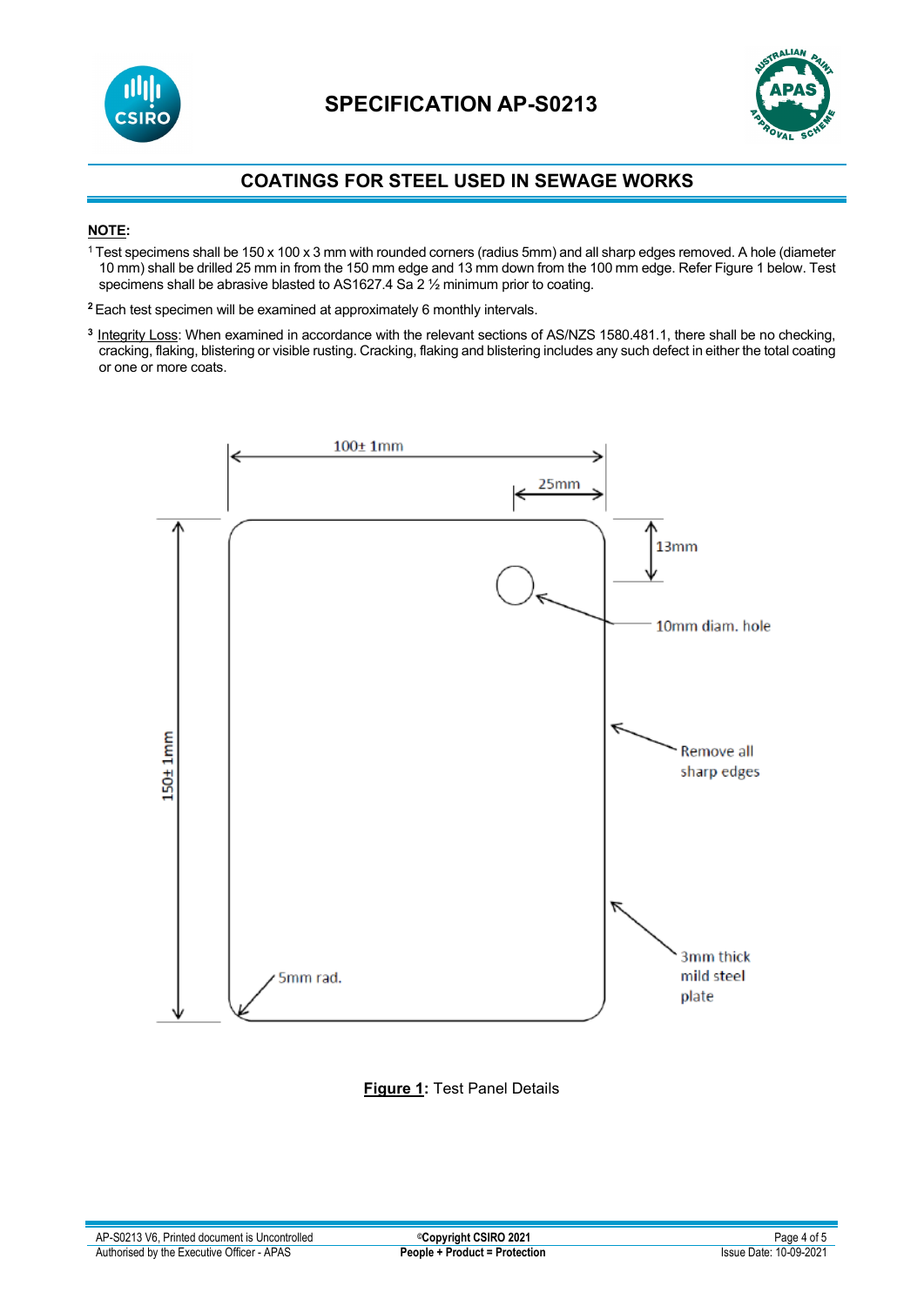# SPECIFICATION AP-S0213

## COATINGS FOR STEEL USED IN SEWAGE WORKS

**NOTE:**

[1] Test specimens shall be 150 x 100 x 3 mm with rounded corners (radius 5mm) and all sharp edges removed. A hole (diameter 10 mm) shall be drilled 25 mm in from the 150 mm edge and 13 mm down from the 100 mm edge. Refer Figure 1 below. Test specimens shall be abrasive blasted to AS1627.4 Sa 2 ½ minimum prior to coating.

[2] Each test specimen will be examined at approximately 6 monthly intervals.

[3] Integrity Loss: When examined in accordance with the relevant sections of AS/NZS 1580.481.1, there shall be no checking, cracking, flaking, blistering or visible rusting. Cracking, flaking and blistering includes any such defect in either the total coating or one or more coats.

100± 1mm

25mm

13mm

10mm diam. hole

Remove all sharp edges

150± 1mm

5mm rad.

3mm thick mild steel plate

**Figure 1:** Test Panel Details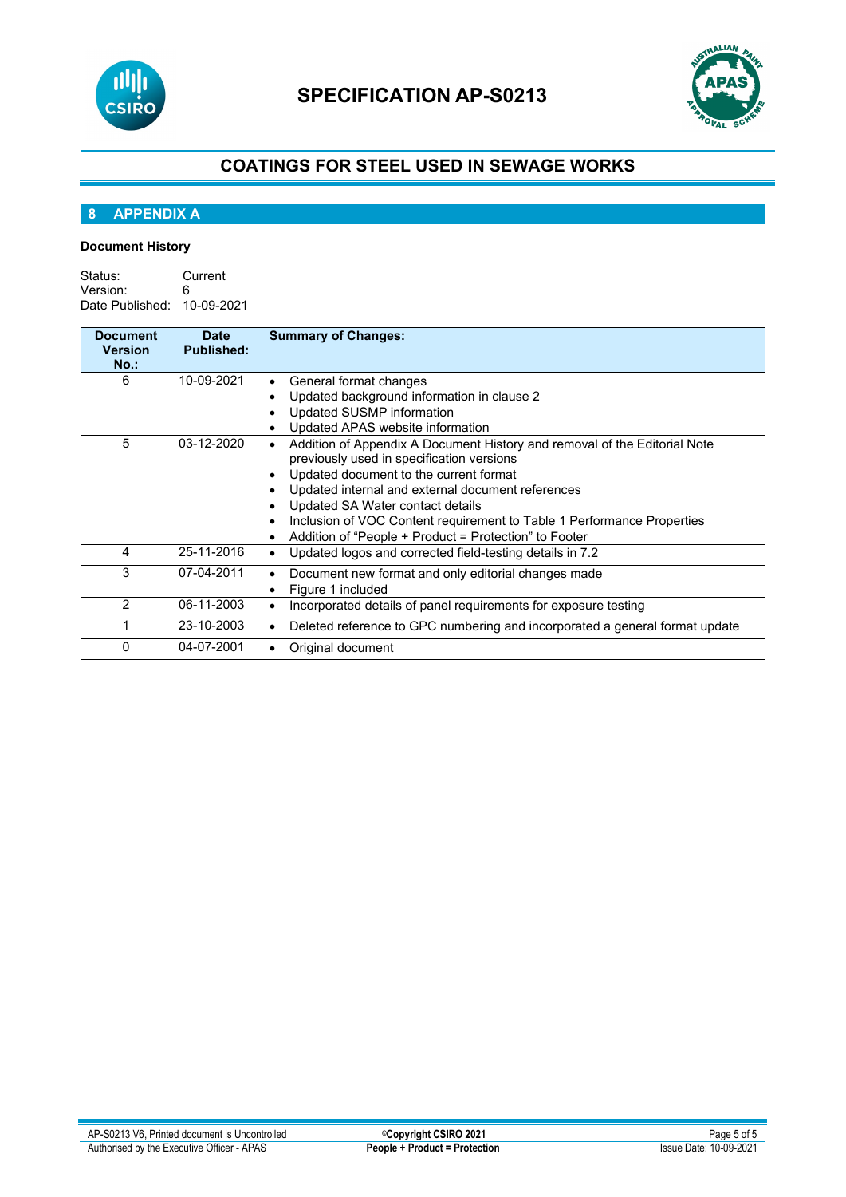## 8 APPENDIX A

**Document History**

Status: Current
Version: 6
Date Published: 10-09-2021

| Document Version No.: | Date Published: | Summary of Changes: |
|---|---|---|
| 6 | 10-09-2021 | • General format changes<br>• Updated background information in clause 2<br>• Updated SUSMP information<br>• Updated APAS website information |
| 5 | 03-12-2020 | • Addition of Appendix A Document History and removal of the Editorial Note previously used in specification versions<br>• Updated document to the current format<br>• Updated internal and external document references<br>• Updated SA Water contact details<br>• Inclusion of VOC Content requirement to Table 1 Performance Properties<br>• Addition of "People + Product = Protection" to Footer |
| 4 | 25-11-2016 | • Updated logos and corrected field-testing details in 7.2 |
| 3 | 07-04-2011 | • Document new format and only editorial changes made<br>• Figure 1 included |
| 2 | 06-11-2003 | • Incorporated details of panel requirements for exposure testing |
| 1 | 23-10-2003 | • Deleted reference to GPC numbering and incorporated a general format update |
| 0 | 04-07-2001 | • Original document |